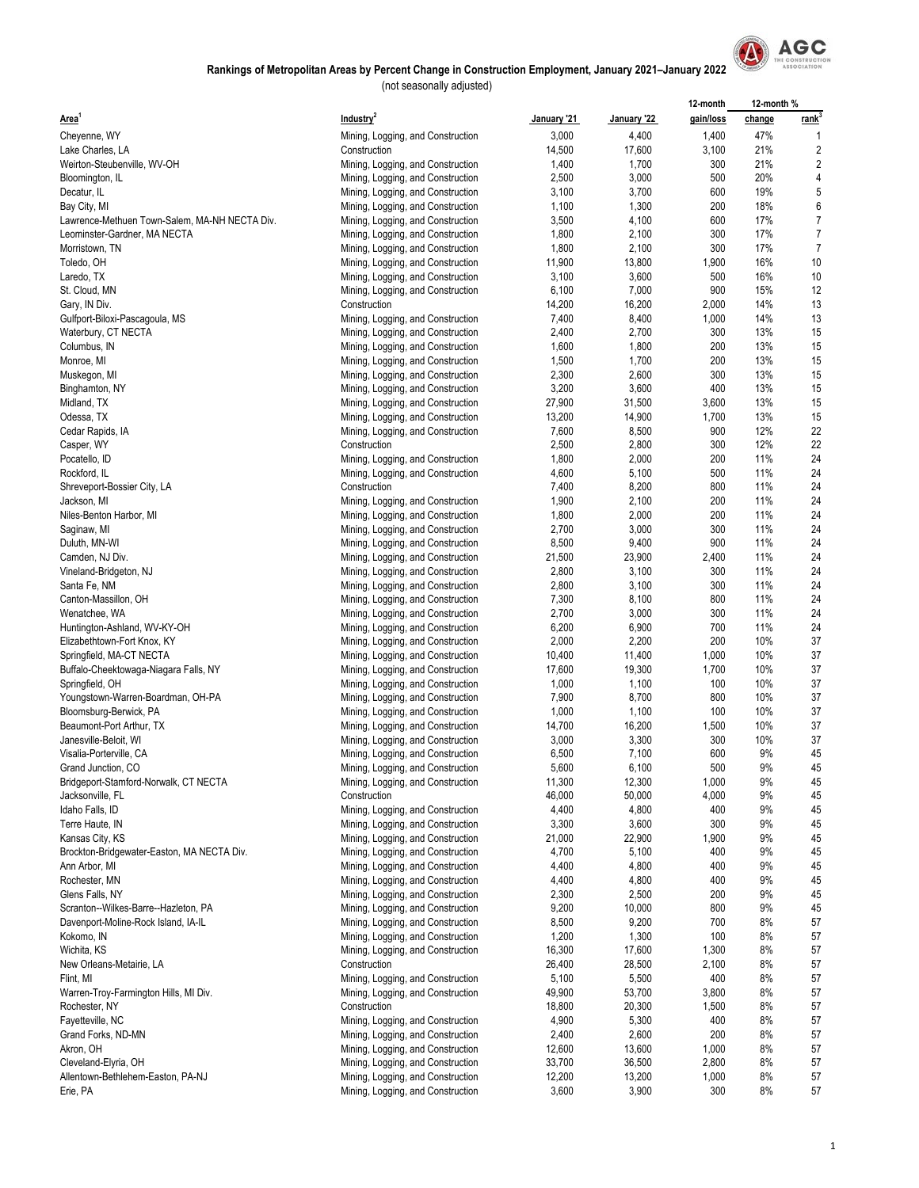# Rankings of Metropolitan Areas by Percent Change in Construction Employment, January 2021–January 2022

(not seasonally adjusted)

| Area[1] | Industry[2] | January '21 | January '22 | 12-month gain/loss | 12-month % change | 12-month % rank[3] |
|---|---|---|---|---|---|---|
| Cheyenne, WY | Mining, Logging, and Construction | 3,000 | 4,400 | 1,400 | 47% | 1 |
| Lake Charles, LA | Construction | 14,500 | 17,600 | 3,100 | 21% | 2 |
| Weirton-Steubenville, WV-OH | Mining, Logging, and Construction | 1,400 | 1,700 | 300 | 21% | 2 |
| Bloomington, IL | Mining, Logging, and Construction | 2,500 | 3,000 | 500 | 20% | 4 |
| Decatur, IL | Mining, Logging, and Construction | 3,100 | 3,700 | 600 | 19% | 5 |
| Bay City, MI | Mining, Logging, and Construction | 1,100 | 1,300 | 200 | 18% | 6 |
| Lawrence-Methuen Town-Salem, MA-NH NECTA Div. | Mining, Logging, and Construction | 3,500 | 4,100 | 600 | 17% | 7 |
| Leominster-Gardner, MA NECTA | Mining, Logging, and Construction | 1,800 | 2,100 | 300 | 17% | 7 |
| Morristown, TN | Mining, Logging, and Construction | 1,800 | 2,100 | 300 | 17% | 7 |
| Toledo, OH | Mining, Logging, and Construction | 11,900 | 13,800 | 1,900 | 16% | 10 |
| Laredo, TX | Mining, Logging, and Construction | 3,100 | 3,600 | 500 | 16% | 10 |
| St. Cloud, MN | Mining, Logging, and Construction | 6,100 | 7,000 | 900 | 15% | 12 |
| Gary, IN Div. | Construction | 14,200 | 16,200 | 2,000 | 14% | 13 |
| Gulfport-Biloxi-Pascagoula, MS | Mining, Logging, and Construction | 7,400 | 8,400 | 1,000 | 14% | 13 |
| Waterbury, CT NECTA | Mining, Logging, and Construction | 2,400 | 2,700 | 300 | 13% | 15 |
| Columbus, IN | Mining, Logging, and Construction | 1,600 | 1,800 | 200 | 13% | 15 |
| Monroe, MI | Mining, Logging, and Construction | 1,500 | 1,700 | 200 | 13% | 15 |
| Muskegon, MI | Mining, Logging, and Construction | 2,300 | 2,600 | 300 | 13% | 15 |
| Binghamton, NY | Mining, Logging, and Construction | 3,200 | 3,600 | 400 | 13% | 15 |
| Midland, TX | Mining, Logging, and Construction | 27,900 | 31,500 | 3,600 | 13% | 15 |
| Odessa, TX | Mining, Logging, and Construction | 13,200 | 14,900 | 1,700 | 13% | 15 |
| Cedar Rapids, IA | Mining, Logging, and Construction | 7,600 | 8,500 | 900 | 12% | 22 |
| Casper, WY | Construction | 2,500 | 2,800 | 300 | 12% | 22 |
| Pocatello, ID | Mining, Logging, and Construction | 1,800 | 2,000 | 200 | 11% | 24 |
| Rockford, IL | Mining, Logging, and Construction | 4,600 | 5,100 | 500 | 11% | 24 |
| Shreveport-Bossier City, LA | Construction | 7,400 | 8,200 | 800 | 11% | 24 |
| Jackson, MI | Mining, Logging, and Construction | 1,900 | 2,100 | 200 | 11% | 24 |
| Niles-Benton Harbor, MI | Mining, Logging, and Construction | 1,800 | 2,000 | 200 | 11% | 24 |
| Saginaw, MI | Mining, Logging, and Construction | 2,700 | 3,000 | 300 | 11% | 24 |
| Duluth, MN-WI | Mining, Logging, and Construction | 8,500 | 9,400 | 900 | 11% | 24 |
| Camden, NJ Div. | Mining, Logging, and Construction | 21,500 | 23,900 | 2,400 | 11% | 24 |
| Vineland-Bridgeton, NJ | Mining, Logging, and Construction | 2,800 | 3,100 | 300 | 11% | 24 |
| Santa Fe, NM | Mining, Logging, and Construction | 2,800 | 3,100 | 300 | 11% | 24 |
| Canton-Massillon, OH | Mining, Logging, and Construction | 7,300 | 8,100 | 800 | 11% | 24 |
| Wenatchee, WA | Mining, Logging, and Construction | 2,700 | 3,000 | 300 | 11% | 24 |
| Huntington-Ashland, WV-KY-OH | Mining, Logging, and Construction | 6,200 | 6,900 | 700 | 11% | 24 |
| Elizabethtown-Fort Knox, KY | Mining, Logging, and Construction | 2,000 | 2,200 | 200 | 10% | 37 |
| Springfield, MA-CT NECTA | Mining, Logging, and Construction | 10,400 | 11,400 | 1,000 | 10% | 37 |
| Buffalo-Cheektowaga-Niagara Falls, NY | Mining, Logging, and Construction | 17,600 | 19,300 | 1,700 | 10% | 37 |
| Springfield, OH | Mining, Logging, and Construction | 1,000 | 1,100 | 100 | 10% | 37 |
| Youngstown-Warren-Boardman, OH-PA | Mining, Logging, and Construction | 7,900 | 8,700 | 800 | 10% | 37 |
| Bloomsburg-Berwick, PA | Mining, Logging, and Construction | 1,000 | 1,100 | 100 | 10% | 37 |
| Beaumont-Port Arthur, TX | Mining, Logging, and Construction | 14,700 | 16,200 | 1,500 | 10% | 37 |
| Janesville-Beloit, WI | Mining, Logging, and Construction | 3,000 | 3,300 | 300 | 10% | 37 |
| Visalia-Porterville, CA | Mining, Logging, and Construction | 6,500 | 7,100 | 600 | 9% | 45 |
| Grand Junction, CO | Mining, Logging, and Construction | 5,600 | 6,100 | 500 | 9% | 45 |
| Bridgeport-Stamford-Norwalk, CT NECTA | Mining, Logging, and Construction | 11,300 | 12,300 | 1,000 | 9% | 45 |
| Jacksonville, FL | Construction | 46,000 | 50,000 | 4,000 | 9% | 45 |
| Idaho Falls, ID | Mining, Logging, and Construction | 4,400 | 4,800 | 400 | 9% | 45 |
| Terre Haute, IN | Mining, Logging, and Construction | 3,300 | 3,600 | 300 | 9% | 45 |
| Kansas City, KS | Mining, Logging, and Construction | 21,000 | 22,900 | 1,900 | 9% | 45 |
| Brockton-Bridgewater-Easton, MA NECTA Div. | Mining, Logging, and Construction | 4,700 | 5,100 | 400 | 9% | 45 |
| Ann Arbor, MI | Mining, Logging, and Construction | 4,400 | 4,800 | 400 | 9% | 45 |
| Rochester, MN | Mining, Logging, and Construction | 4,400 | 4,800 | 400 | 9% | 45 |
| Glens Falls, NY | Mining, Logging, and Construction | 2,300 | 2,500 | 200 | 9% | 45 |
| Scranton--Wilkes-Barre--Hazleton, PA | Mining, Logging, and Construction | 9,200 | 10,000 | 800 | 9% | 45 |
| Davenport-Moline-Rock Island, IA-IL | Mining, Logging, and Construction | 8,500 | 9,200 | 700 | 8% | 57 |
| Kokomo, IN | Mining, Logging, and Construction | 1,200 | 1,300 | 100 | 8% | 57 |
| Wichita, KS | Mining, Logging, and Construction | 16,300 | 17,600 | 1,300 | 8% | 57 |
| New Orleans-Metairie, LA | Construction | 26,400 | 28,500 | 2,100 | 8% | 57 |
| Flint, MI | Mining, Logging, and Construction | 5,100 | 5,500 | 400 | 8% | 57 |
| Warren-Troy-Farmington Hills, MI Div. | Mining, Logging, and Construction | 49,900 | 53,700 | 3,800 | 8% | 57 |
| Rochester, NY | Construction | 18,800 | 20,300 | 1,500 | 8% | 57 |
| Fayetteville, NC | Mining, Logging, and Construction | 4,900 | 5,300 | 400 | 8% | 57 |
| Grand Forks, ND-MN | Mining, Logging, and Construction | 2,400 | 2,600 | 200 | 8% | 57 |
| Akron, OH | Mining, Logging, and Construction | 12,600 | 13,600 | 1,000 | 8% | 57 |
| Cleveland-Elyria, OH | Mining, Logging, and Construction | 33,700 | 36,500 | 2,800 | 8% | 57 |
| Allentown-Bethlehem-Easton, PA-NJ | Mining, Logging, and Construction | 12,200 | 13,200 | 1,000 | 8% | 57 |
| Erie, PA | Mining, Logging, and Construction | 3,600 | 3,900 | 300 | 8% | 57 |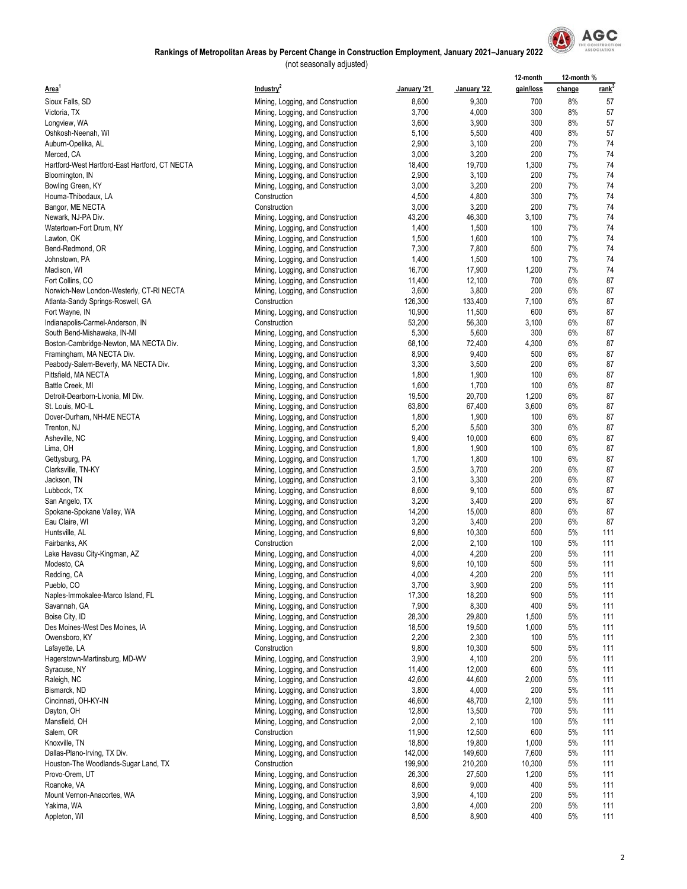## Rankings of Metropolitan Areas by Percent Change in Construction Employment, January 2021–January 2022

(not seasonally adjusted)

| Area[1] | Industry[2] | January '21 | January '22 | 12-month gain/loss | 12-month % change | rank[3] |
|---|---|---|---|---|---|---|
| Sioux Falls, SD | Mining, Logging, and Construction | 8,600 | 9,300 | 700 | 8% | 57 |
| Victoria, TX | Mining, Logging, and Construction | 3,700 | 4,000 | 300 | 8% | 57 |
| Longview, WA | Mining, Logging, and Construction | 3,600 | 3,900 | 300 | 8% | 57 |
| Oshkosh-Neenah, WI | Mining, Logging, and Construction | 5,100 | 5,500 | 400 | 8% | 57 |
| Auburn-Opelika, AL | Mining, Logging, and Construction | 2,900 | 3,100 | 200 | 7% | 74 |
| Merced, CA | Mining, Logging, and Construction | 3,000 | 3,200 | 200 | 7% | 74 |
| Hartford-West Hartford-East Hartford, CT NECTA | Mining, Logging, and Construction | 18,400 | 19,700 | 1,300 | 7% | 74 |
| Bloomington, IN | Mining, Logging, and Construction | 2,900 | 3,100 | 200 | 7% | 74 |
| Bowling Green, KY | Mining, Logging, and Construction | 3,000 | 3,200 | 200 | 7% | 74 |
| Houma-Thibodaux, LA | Construction | 4,500 | 4,800 | 300 | 7% | 74 |
| Bangor, ME NECTA | Construction | 3,000 | 3,200 | 200 | 7% | 74 |
| Newark, NJ-PA Div. | Mining, Logging, and Construction | 43,200 | 46,300 | 3,100 | 7% | 74 |
| Watertown-Fort Drum, NY | Mining, Logging, and Construction | 1,400 | 1,500 | 100 | 7% | 74 |
| Lawton, OK | Mining, Logging, and Construction | 1,500 | 1,600 | 100 | 7% | 74 |
| Bend-Redmond, OR | Mining, Logging, and Construction | 7,300 | 7,800 | 500 | 7% | 74 |
| Johnstown, PA | Mining, Logging, and Construction | 1,400 | 1,500 | 100 | 7% | 74 |
| Madison, WI | Mining, Logging, and Construction | 16,700 | 17,900 | 1,200 | 7% | 74 |
| Fort Collins, CO | Mining, Logging, and Construction | 11,400 | 12,100 | 700 | 6% | 87 |
| Norwich-New London-Westerly, CT-RI NECTA | Mining, Logging, and Construction | 3,600 | 3,800 | 200 | 6% | 87 |
| Atlanta-Sandy Springs-Roswell, GA | Construction | 126,300 | 133,400 | 7,100 | 6% | 87 |
| Fort Wayne, IN | Mining, Logging, and Construction | 10,900 | 11,500 | 600 | 6% | 87 |
| Indianapolis-Carmel-Anderson, IN | Construction | 53,200 | 56,300 | 3,100 | 6% | 87 |
| South Bend-Mishawaka, IN-MI | Mining, Logging, and Construction | 5,300 | 5,600 | 300 | 6% | 87 |
| Boston-Cambridge-Newton, MA NECTA Div. | Mining, Logging, and Construction | 68,100 | 72,400 | 4,300 | 6% | 87 |
| Framingham, MA NECTA Div. | Mining, Logging, and Construction | 8,900 | 9,400 | 500 | 6% | 87 |
| Peabody-Salem-Beverly, MA NECTA Div. | Mining, Logging, and Construction | 3,300 | 3,500 | 200 | 6% | 87 |
| Pittsfield, MA NECTA | Mining, Logging, and Construction | 1,800 | 1,900 | 100 | 6% | 87 |
| Battle Creek, MI | Mining, Logging, and Construction | 1,600 | 1,700 | 100 | 6% | 87 |
| Detroit-Dearborn-Livonia, MI Div. | Mining, Logging, and Construction | 19,500 | 20,700 | 1,200 | 6% | 87 |
| St. Louis, MO-IL | Mining, Logging, and Construction | 63,800 | 67,400 | 3,600 | 6% | 87 |
| Dover-Durham, NH-ME NECTA | Mining, Logging, and Construction | 1,800 | 1,900 | 100 | 6% | 87 |
| Trenton, NJ | Mining, Logging, and Construction | 5,200 | 5,500 | 300 | 6% | 87 |
| Asheville, NC | Mining, Logging, and Construction | 9,400 | 10,000 | 600 | 6% | 87 |
| Lima, OH | Mining, Logging, and Construction | 1,800 | 1,900 | 100 | 6% | 87 |
| Gettysburg, PA | Mining, Logging, and Construction | 1,700 | 1,800 | 100 | 6% | 87 |
| Clarksville, TN-KY | Mining, Logging, and Construction | 3,500 | 3,700 | 200 | 6% | 87 |
| Jackson, TN | Mining, Logging, and Construction | 3,100 | 3,300 | 200 | 6% | 87 |
| Lubbock, TX | Mining, Logging, and Construction | 8,600 | 9,100 | 500 | 6% | 87 |
| San Angelo, TX | Mining, Logging, and Construction | 3,200 | 3,400 | 200 | 6% | 87 |
| Spokane-Spokane Valley, WA | Mining, Logging, and Construction | 14,200 | 15,000 | 800 | 6% | 87 |
| Eau Claire, WI | Mining, Logging, and Construction | 3,200 | 3,400 | 200 | 6% | 87 |
| Huntsville, AL | Mining, Logging, and Construction | 9,800 | 10,300 | 500 | 5% | 111 |
| Fairbanks, AK | Construction | 2,000 | 2,100 | 100 | 5% | 111 |
| Lake Havasu City-Kingman, AZ | Mining, Logging, and Construction | 4,000 | 4,200 | 200 | 5% | 111 |
| Modesto, CA | Mining, Logging, and Construction | 9,600 | 10,100 | 500 | 5% | 111 |
| Redding, CA | Mining, Logging, and Construction | 4,000 | 4,200 | 200 | 5% | 111 |
| Pueblo, CO | Mining, Logging, and Construction | 3,700 | 3,900 | 200 | 5% | 111 |
| Naples-Immokalee-Marco Island, FL | Mining, Logging, and Construction | 17,300 | 18,200 | 900 | 5% | 111 |
| Savannah, GA | Mining, Logging, and Construction | 7,900 | 8,300 | 400 | 5% | 111 |
| Boise City, ID | Mining, Logging, and Construction | 28,300 | 29,800 | 1,500 | 5% | 111 |
| Des Moines-West Des Moines, IA | Mining, Logging, and Construction | 18,500 | 19,500 | 1,000 | 5% | 111 |
| Owensboro, KY | Mining, Logging, and Construction | 2,200 | 2,300 | 100 | 5% | 111 |
| Lafayette, LA | Construction | 9,800 | 10,300 | 500 | 5% | 111 |
| Hagerstown-Martinsburg, MD-WV | Mining, Logging, and Construction | 3,900 | 4,100 | 200 | 5% | 111 |
| Syracuse, NY | Mining, Logging, and Construction | 11,400 | 12,000 | 600 | 5% | 111 |
| Raleigh, NC | Mining, Logging, and Construction | 42,600 | 44,600 | 2,000 | 5% | 111 |
| Bismarck, ND | Mining, Logging, and Construction | 3,800 | 4,000 | 200 | 5% | 111 |
| Cincinnati, OH-KY-IN | Mining, Logging, and Construction | 46,600 | 48,700 | 2,100 | 5% | 111 |
| Dayton, OH | Mining, Logging, and Construction | 12,800 | 13,500 | 700 | 5% | 111 |
| Mansfield, OH | Mining, Logging, and Construction | 2,000 | 2,100 | 100 | 5% | 111 |
| Salem, OR | Construction | 11,900 | 12,500 | 600 | 5% | 111 |
| Knoxville, TN | Mining, Logging, and Construction | 18,800 | 19,800 | 1,000 | 5% | 111 |
| Dallas-Plano-Irving, TX Div. | Mining, Logging, and Construction | 142,000 | 149,600 | 7,600 | 5% | 111 |
| Houston-The Woodlands-Sugar Land, TX | Construction | 199,900 | 210,200 | 10,300 | 5% | 111 |
| Provo-Orem, UT | Mining, Logging, and Construction | 26,300 | 27,500 | 1,200 | 5% | 111 |
| Roanoke, VA | Mining, Logging, and Construction | 8,600 | 9,000 | 400 | 5% | 111 |
| Mount Vernon-Anacortes, WA | Mining, Logging, and Construction | 3,900 | 4,100 | 200 | 5% | 111 |
| Yakima, WA | Mining, Logging, and Construction | 3,800 | 4,000 | 200 | 5% | 111 |
| Appleton, WI | Mining, Logging, and Construction | 8,500 | 8,900 | 400 | 5% | 111 |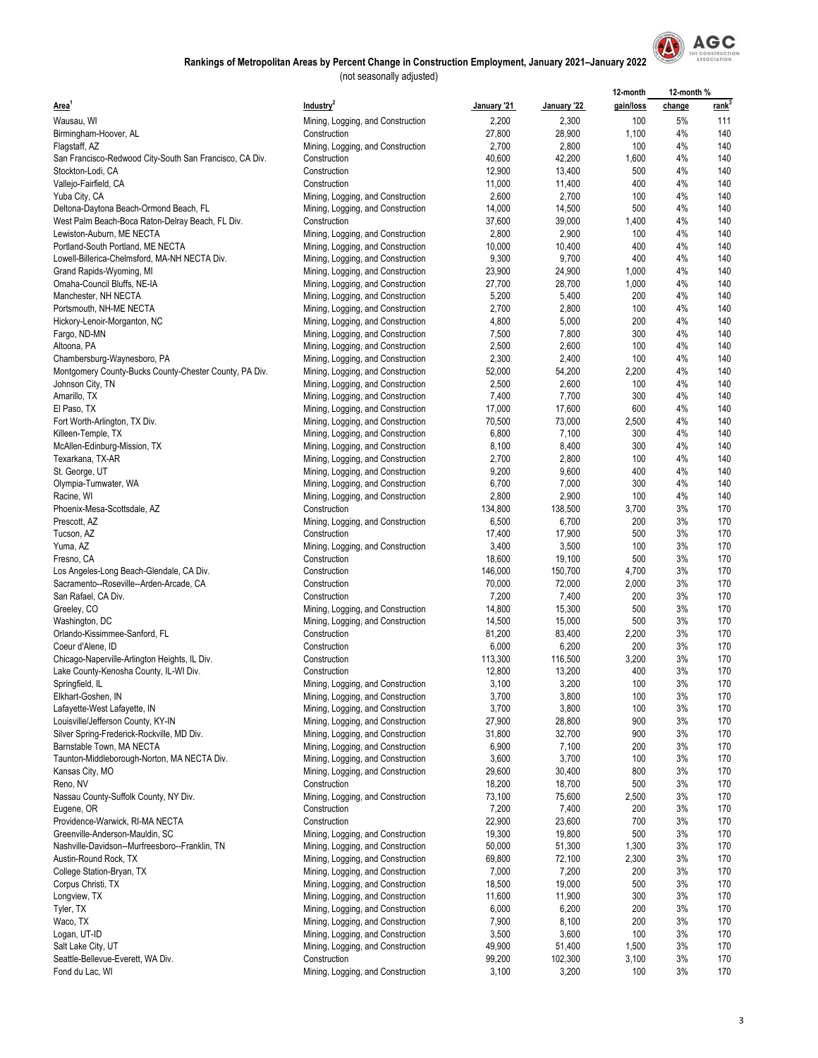**Rankings of Metropolitan Areas by Percent Change in Construction Employment, January 2021–January 2022**

(not seasonally adjusted)

| Area[1] | Industry[2] | January '21 | January '22 | 12-month gain/loss | 12-month % change | rank[3] |
|---|---|---|---|---|---|---|
| Wausau, WI | Mining, Logging, and Construction | 2,200 | 2,300 | 100 | 5% | 111 |
| Birmingham-Hoover, AL | Construction | 27,800 | 28,900 | 1,100 | 4% | 140 |
| Flagstaff, AZ | Mining, Logging, and Construction | 2,700 | 2,800 | 100 | 4% | 140 |
| San Francisco-Redwood City-South San Francisco, CA Div. | Construction | 40,600 | 42,200 | 1,600 | 4% | 140 |
| Stockton-Lodi, CA | Construction | 12,900 | 13,400 | 500 | 4% | 140 |
| Vallejo-Fairfield, CA | Construction | 11,000 | 11,400 | 400 | 4% | 140 |
| Yuba City, CA | Mining, Logging, and Construction | 2,600 | 2,700 | 100 | 4% | 140 |
| Deltona-Daytona Beach-Ormond Beach, FL | Mining, Logging, and Construction | 14,000 | 14,500 | 500 | 4% | 140 |
| West Palm Beach-Boca Raton-Delray Beach, FL Div. | Construction | 37,600 | 39,000 | 1,400 | 4% | 140 |
| Lewiston-Auburn, ME NECTA | Mining, Logging, and Construction | 2,800 | 2,900 | 100 | 4% | 140 |
| Portland-South Portland, ME NECTA | Mining, Logging, and Construction | 10,000 | 10,400 | 400 | 4% | 140 |
| Lowell-Billerica-Chelmsford, MA-NH NECTA Div. | Mining, Logging, and Construction | 9,300 | 9,700 | 400 | 4% | 140 |
| Grand Rapids-Wyoming, MI | Mining, Logging, and Construction | 23,900 | 24,900 | 1,000 | 4% | 140 |
| Omaha-Council Bluffs, NE-IA | Mining, Logging, and Construction | 27,700 | 28,700 | 1,000 | 4% | 140 |
| Manchester, NH NECTA | Mining, Logging, and Construction | 5,200 | 5,400 | 200 | 4% | 140 |
| Portsmouth, NH-ME NECTA | Mining, Logging, and Construction | 2,700 | 2,800 | 100 | 4% | 140 |
| Hickory-Lenoir-Morganton, NC | Mining, Logging, and Construction | 4,800 | 5,000 | 200 | 4% | 140 |
| Fargo, ND-MN | Mining, Logging, and Construction | 7,500 | 7,800 | 300 | 4% | 140 |
| Altoona, PA | Mining, Logging, and Construction | 2,500 | 2,600 | 100 | 4% | 140 |
| Chambersburg-Waynesboro, PA | Mining, Logging, and Construction | 2,300 | 2,400 | 100 | 4% | 140 |
| Montgomery County-Bucks County-Chester County, PA Div. | Mining, Logging, and Construction | 52,000 | 54,200 | 2,200 | 4% | 140 |
| Johnson City, TN | Mining, Logging, and Construction | 2,500 | 2,600 | 100 | 4% | 140 |
| Amarillo, TX | Mining, Logging, and Construction | 7,400 | 7,700 | 300 | 4% | 140 |
| El Paso, TX | Mining, Logging, and Construction | 17,000 | 17,600 | 600 | 4% | 140 |
| Fort Worth-Arlington, TX Div. | Mining, Logging, and Construction | 70,500 | 73,000 | 2,500 | 4% | 140 |
| Killeen-Temple, TX | Mining, Logging, and Construction | 6,800 | 7,100 | 300 | 4% | 140 |
| McAllen-Edinburg-Mission, TX | Mining, Logging, and Construction | 8,100 | 8,400 | 300 | 4% | 140 |
| Texarkana, TX-AR | Mining, Logging, and Construction | 2,700 | 2,800 | 100 | 4% | 140 |
| St. George, UT | Mining, Logging, and Construction | 9,200 | 9,600 | 400 | 4% | 140 |
| Olympia-Tumwater, WA | Mining, Logging, and Construction | 6,700 | 7,000 | 300 | 4% | 140 |
| Racine, WI | Mining, Logging, and Construction | 2,800 | 2,900 | 100 | 4% | 140 |
| Phoenix-Mesa-Scottsdale, AZ | Construction | 134,800 | 138,500 | 3,700 | 3% | 170 |
| Prescott, AZ | Mining, Logging, and Construction | 6,500 | 6,700 | 200 | 3% | 170 |
| Tucson, AZ | Construction | 17,400 | 17,900 | 500 | 3% | 170 |
| Yuma, AZ | Mining, Logging, and Construction | 3,400 | 3,500 | 100 | 3% | 170 |
| Fresno, CA | Construction | 18,600 | 19,100 | 500 | 3% | 170 |
| Los Angeles-Long Beach-Glendale, CA Div. | Construction | 146,000 | 150,700 | 4,700 | 3% | 170 |
| Sacramento--Roseville--Arden-Arcade, CA | Construction | 70,000 | 72,000 | 2,000 | 3% | 170 |
| San Rafael, CA Div. | Construction | 7,200 | 7,400 | 200 | 3% | 170 |
| Greeley, CO | Mining, Logging, and Construction | 14,800 | 15,300 | 500 | 3% | 170 |
| Washington, DC | Mining, Logging, and Construction | 14,500 | 15,000 | 500 | 3% | 170 |
| Orlando-Kissimmee-Sanford, FL | Construction | 81,200 | 83,400 | 2,200 | 3% | 170 |
| Coeur d'Alene, ID | Construction | 6,000 | 6,200 | 200 | 3% | 170 |
| Chicago-Naperville-Arlington Heights, IL Div. | Construction | 113,300 | 116,500 | 3,200 | 3% | 170 |
| Lake County-Kenosha County, IL-WI Div. | Construction | 12,800 | 13,200 | 400 | 3% | 170 |
| Springfield, IL | Mining, Logging, and Construction | 3,100 | 3,200 | 100 | 3% | 170 |
| Elkhart-Goshen, IN | Mining, Logging, and Construction | 3,700 | 3,800 | 100 | 3% | 170 |
| Lafayette-West Lafayette, IN | Mining, Logging, and Construction | 3,700 | 3,800 | 100 | 3% | 170 |
| Louisville/Jefferson County, KY-IN | Mining, Logging, and Construction | 27,900 | 28,800 | 900 | 3% | 170 |
| Silver Spring-Frederick-Rockville, MD Div. | Mining, Logging, and Construction | 31,800 | 32,700 | 900 | 3% | 170 |
| Barnstable Town, MA NECTA | Mining, Logging, and Construction | 6,900 | 7,100 | 200 | 3% | 170 |
| Taunton-Middleborough-Norton, MA NECTA Div. | Mining, Logging, and Construction | 3,600 | 3,700 | 100 | 3% | 170 |
| Kansas City, MO | Mining, Logging, and Construction | 29,600 | 30,400 | 800 | 3% | 170 |
| Reno, NV | Construction | 18,200 | 18,700 | 500 | 3% | 170 |
| Nassau County-Suffolk County, NY Div. | Mining, Logging, and Construction | 73,100 | 75,600 | 2,500 | 3% | 170 |
| Eugene, OR | Construction | 7,200 | 7,400 | 200 | 3% | 170 |
| Providence-Warwick, RI-MA NECTA | Construction | 22,900 | 23,600 | 700 | 3% | 170 |
| Greenville-Anderson-Mauldin, SC | Mining, Logging, and Construction | 19,300 | 19,800 | 500 | 3% | 170 |
| Nashville-Davidson--Murfreesboro--Franklin, TN | Mining, Logging, and Construction | 50,000 | 51,300 | 1,300 | 3% | 170 |
| Austin-Round Rock, TX | Mining, Logging, and Construction | 69,800 | 72,100 | 2,300 | 3% | 170 |
| College Station-Bryan, TX | Mining, Logging, and Construction | 7,000 | 7,200 | 200 | 3% | 170 |
| Corpus Christi, TX | Mining, Logging, and Construction | 18,500 | 19,000 | 500 | 3% | 170 |
| Longview, TX | Mining, Logging, and Construction | 11,600 | 11,900 | 300 | 3% | 170 |
| Tyler, TX | Mining, Logging, and Construction | 6,000 | 6,200 | 200 | 3% | 170 |
| Waco, TX | Mining, Logging, and Construction | 7,900 | 8,100 | 200 | 3% | 170 |
| Logan, UT-ID | Mining, Logging, and Construction | 3,500 | 3,600 | 100 | 3% | 170 |
| Salt Lake City, UT | Mining, Logging, and Construction | 49,900 | 51,400 | 1,500 | 3% | 170 |
| Seattle-Bellevue-Everett, WA Div. | Construction | 99,200 | 102,300 | 3,100 | 3% | 170 |
| Fond du Lac, WI | Mining, Logging, and Construction | 3,100 | 3,200 | 100 | 3% | 170 |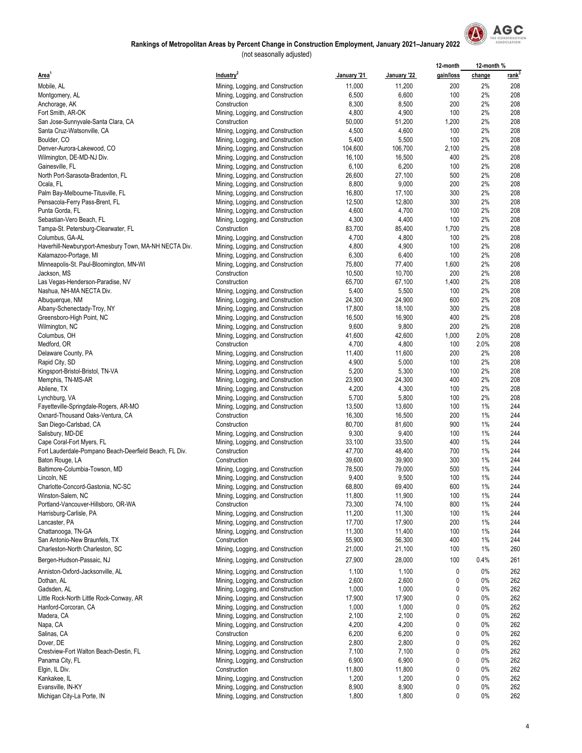**Rankings of Metropolitan Areas by Percent Change in Construction Employment, January 2021–January 2022**

(not seasonally adjusted)

| Area[1] | Industry[2] | January '21 | January '22 | 12-month gain/loss | 12-month % change | 12-month % rank[3] |
|---|---|---|---|---|---|---|
| Mobile, AL | Mining, Logging, and Construction | 11,000 | 11,200 | 200 | 2% | 208 |
| Montgomery, AL | Mining, Logging, and Construction | 6,500 | 6,600 | 100 | 2% | 208 |
| Anchorage, AK | Construction | 8,300 | 8,500 | 200 | 2% | 208 |
| Fort Smith, AR-OK | Mining, Logging, and Construction | 4,800 | 4,900 | 100 | 2% | 208 |
| San Jose-Sunnyvale-Santa Clara, CA | Construction | 50,000 | 51,200 | 1,200 | 2% | 208 |
| Santa Cruz-Watsonville, CA | Mining, Logging, and Construction | 4,500 | 4,600 | 100 | 2% | 208 |
| Boulder, CO | Mining, Logging, and Construction | 5,400 | 5,500 | 100 | 2% | 208 |
| Denver-Aurora-Lakewood, CO | Mining, Logging, and Construction | 104,600 | 106,700 | 2,100 | 2% | 208 |
| Wilmington, DE-MD-NJ Div. | Mining, Logging, and Construction | 16,100 | 16,500 | 400 | 2% | 208 |
| Gainesville, FL | Mining, Logging, and Construction | 6,100 | 6,200 | 100 | 2% | 208 |
| North Port-Sarasota-Bradenton, FL | Mining, Logging, and Construction | 26,600 | 27,100 | 500 | 2% | 208 |
| Ocala, FL | Mining, Logging, and Construction | 8,800 | 9,000 | 200 | 2% | 208 |
| Palm Bay-Melbourne-Titusville, FL | Mining, Logging, and Construction | 16,800 | 17,100 | 300 | 2% | 208 |
| Pensacola-Ferry Pass-Brent, FL | Mining, Logging, and Construction | 12,500 | 12,800 | 300 | 2% | 208 |
| Punta Gorda, FL | Mining, Logging, and Construction | 4,600 | 4,700 | 100 | 2% | 208 |
| Sebastian-Vero Beach, FL | Mining, Logging, and Construction | 4,300 | 4,400 | 100 | 2% | 208 |
| Tampa-St. Petersburg-Clearwater, FL | Construction | 83,700 | 85,400 | 1,700 | 2% | 208 |
| Columbus, GA-AL | Mining, Logging, and Construction | 4,700 | 4,800 | 100 | 2% | 208 |
| Haverhill-Newburyport-Amesbury Town, MA-NH NECTA Div. | Mining, Logging, and Construction | 4,800 | 4,900 | 100 | 2% | 208 |
| Kalamazoo-Portage, MI | Mining, Logging, and Construction | 6,300 | 6,400 | 100 | 2% | 208 |
| Minneapolis-St. Paul-Bloomington, MN-WI | Mining, Logging, and Construction | 75,800 | 77,400 | 1,600 | 2% | 208 |
| Jackson, MS | Construction | 10,500 | 10,700 | 200 | 2% | 208 |
| Las Vegas-Henderson-Paradise, NV | Construction | 65,700 | 67,100 | 1,400 | 2% | 208 |
| Nashua, NH-MA NECTA Div. | Mining, Logging, and Construction | 5,400 | 5,500 | 100 | 2% | 208 |
| Albuquerque, NM | Mining, Logging, and Construction | 24,300 | 24,900 | 600 | 2% | 208 |
| Albany-Schenectady-Troy, NY | Mining, Logging, and Construction | 17,800 | 18,100 | 300 | 2% | 208 |
| Greensboro-High Point, NC | Mining, Logging, and Construction | 16,500 | 16,900 | 400 | 2% | 208 |
| Wilmington, NC | Mining, Logging, and Construction | 9,600 | 9,800 | 200 | 2% | 208 |
| Columbus, OH | Mining, Logging, and Construction | 41,600 | 42,600 | 1,000 | 2.0% | 208 |
| Medford, OR | Construction | 4,700 | 4,800 | 100 | 2.0% | 208 |
| Delaware County, PA | Mining, Logging, and Construction | 11,400 | 11,600 | 200 | 2% | 208 |
| Rapid City, SD | Mining, Logging, and Construction | 4,900 | 5,000 | 100 | 2% | 208 |
| Kingsport-Bristol-Bristol, TN-VA | Mining, Logging, and Construction | 5,200 | 5,300 | 100 | 2% | 208 |
| Memphis, TN-MS-AR | Mining, Logging, and Construction | 23,900 | 24,300 | 400 | 2% | 208 |
| Abilene, TX | Mining, Logging, and Construction | 4,200 | 4,300 | 100 | 2% | 208 |
| Lynchburg, VA | Mining, Logging, and Construction | 5,700 | 5,800 | 100 | 2% | 208 |
| Fayetteville-Springdale-Rogers, AR-MO | Mining, Logging, and Construction | 13,500 | 13,600 | 100 | 1% | 244 |
| Oxnard-Thousand Oaks-Ventura, CA | Construction | 16,300 | 16,500 | 200 | 1% | 244 |
| San Diego-Carlsbad, CA | Construction | 80,700 | 81,600 | 900 | 1% | 244 |
| Salisbury, MD-DE | Mining, Logging, and Construction | 9,300 | 9,400 | 100 | 1% | 244 |
| Cape Coral-Fort Myers, FL | Mining, Logging, and Construction | 33,100 | 33,500 | 400 | 1% | 244 |
| Fort Lauderdale-Pompano Beach-Deerfield Beach, FL Div. | Construction | 47,700 | 48,400 | 700 | 1% | 244 |
| Baton Rouge, LA | Construction | 39,600 | 39,900 | 300 | 1% | 244 |
| Baltimore-Columbia-Towson, MD | Mining, Logging, and Construction | 78,500 | 79,000 | 500 | 1% | 244 |
| Lincoln, NE | Mining, Logging, and Construction | 9,400 | 9,500 | 100 | 1% | 244 |
| Charlotte-Concord-Gastonia, NC-SC | Mining, Logging, and Construction | 68,800 | 69,400 | 600 | 1% | 244 |
| Winston-Salem, NC | Mining, Logging, and Construction | 11,800 | 11,900 | 100 | 1% | 244 |
| Portland-Vancouver-Hillsboro, OR-WA | Construction | 73,300 | 74,100 | 800 | 1% | 244 |
| Harrisburg-Carlisle, PA | Mining, Logging, and Construction | 11,200 | 11,300 | 100 | 1% | 244 |
| Lancaster, PA | Mining, Logging, and Construction | 17,700 | 17,900 | 200 | 1% | 244 |
| Chattanooga, TN-GA | Mining, Logging, and Construction | 11,300 | 11,400 | 100 | 1% | 244 |
| San Antonio-New Braunfels, TX | Construction | 55,900 | 56,300 | 400 | 1% | 244 |
| Charleston-North Charleston, SC | Mining, Logging, and Construction | 21,000 | 21,100 | 100 | 1% | 260 |
| Bergen-Hudson-Passaic, NJ | Mining, Logging, and Construction | 27,900 | 28,000 | 100 | 0.4% | 261 |
| Anniston-Oxford-Jacksonville, AL | Mining, Logging, and Construction | 1,100 | 1,100 | 0 | 0% | 262 |
| Dothan, AL | Mining, Logging, and Construction | 2,600 | 2,600 | 0 | 0% | 262 |
| Gadsden, AL | Mining, Logging, and Construction | 1,000 | 1,000 | 0 | 0% | 262 |
| Little Rock-North Little Rock-Conway, AR | Mining, Logging, and Construction | 17,900 | 17,900 | 0 | 0% | 262 |
| Hanford-Corcoran, CA | Mining, Logging, and Construction | 1,000 | 1,000 | 0 | 0% | 262 |
| Madera, CA | Mining, Logging, and Construction | 2,100 | 2,100 | 0 | 0% | 262 |
| Napa, CA | Mining, Logging, and Construction | 4,200 | 4,200 | 0 | 0% | 262 |
| Salinas, CA | Construction | 6,200 | 6,200 | 0 | 0% | 262 |
| Dover, DE | Mining, Logging, and Construction | 2,800 | 2,800 | 0 | 0% | 262 |
| Crestview-Fort Walton Beach-Destin, FL | Mining, Logging, and Construction | 7,100 | 7,100 | 0 | 0% | 262 |
| Panama City, FL | Mining, Logging, and Construction | 6,900 | 6,900 | 0 | 0% | 262 |
| Elgin, IL Div. | Construction | 11,800 | 11,800 | 0 | 0% | 262 |
| Kankakee, IL | Mining, Logging, and Construction | 1,200 | 1,200 | 0 | 0% | 262 |
| Evansville, IN-KY | Mining, Logging, and Construction | 8,900 | 8,900 | 0 | 0% | 262 |
| Michigan City-La Porte, IN | Mining, Logging, and Construction | 1,800 | 1,800 | 0 | 0% | 262 |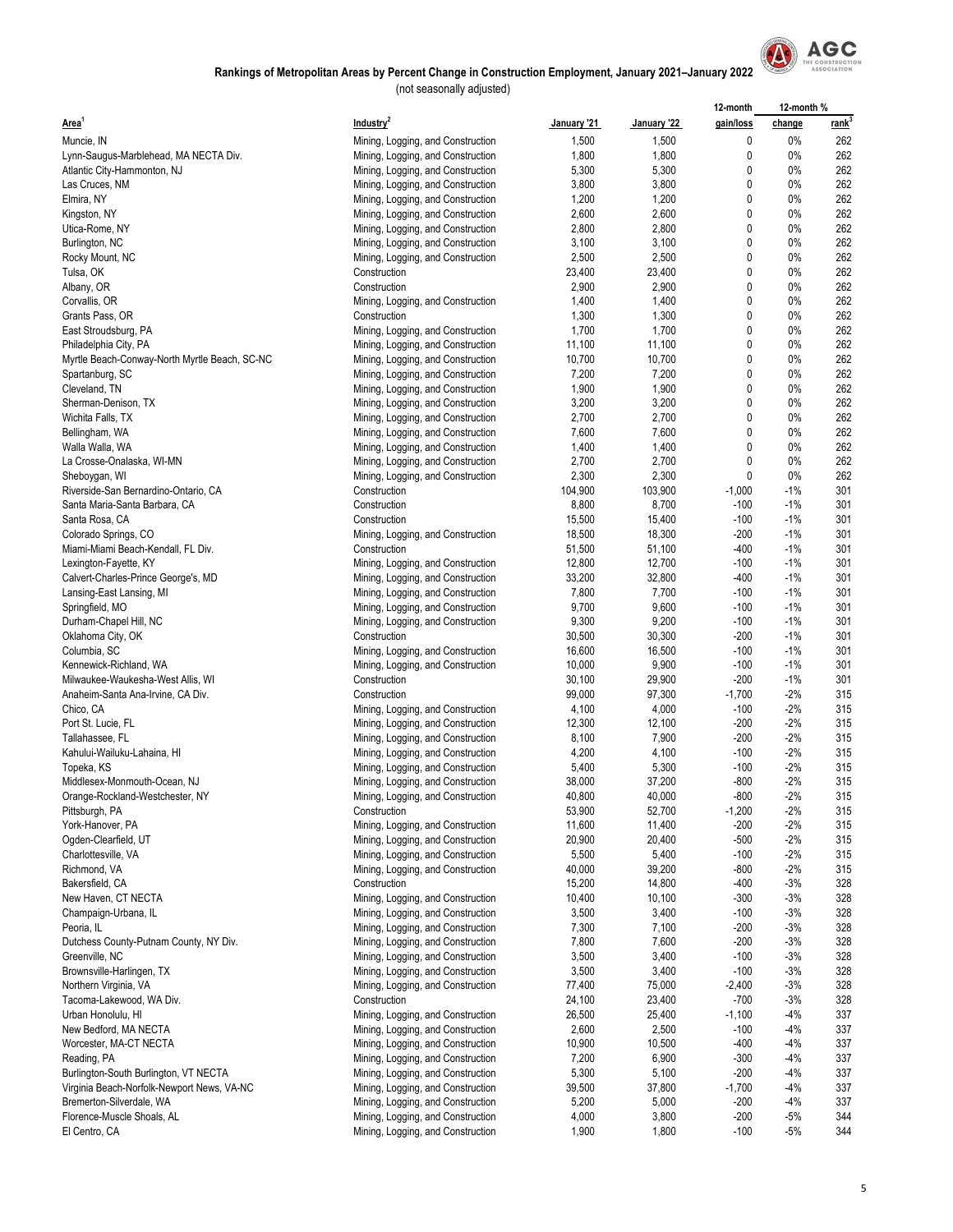# Rankings of Metropolitan Areas by Percent Change in Construction Employment, January 2021–January 2022

(not seasonally adjusted)

| Area[1] | Industry[2] | January '21 | January '22 | 12-month gain/loss | 12-month % change | rank[3] |
|---|---|---|---|---|---|---|
| Muncie, IN | Mining, Logging, and Construction | 1,500 | 1,500 | 0 | 0% | 262 |
| Lynn-Saugus-Marblehead, MA NECTA Div. | Mining, Logging, and Construction | 1,800 | 1,800 | 0 | 0% | 262 |
| Atlantic City-Hammonton, NJ | Mining, Logging, and Construction | 5,300 | 5,300 | 0 | 0% | 262 |
| Las Cruces, NM | Mining, Logging, and Construction | 3,800 | 3,800 | 0 | 0% | 262 |
| Elmira, NY | Mining, Logging, and Construction | 1,200 | 1,200 | 0 | 0% | 262 |
| Kingston, NY | Mining, Logging, and Construction | 2,600 | 2,600 | 0 | 0% | 262 |
| Utica-Rome, NY | Mining, Logging, and Construction | 2,800 | 2,800 | 0 | 0% | 262 |
| Burlington, NC | Mining, Logging, and Construction | 3,100 | 3,100 | 0 | 0% | 262 |
| Rocky Mount, NC | Mining, Logging, and Construction | 2,500 | 2,500 | 0 | 0% | 262 |
| Tulsa, OK | Construction | 23,400 | 23,400 | 0 | 0% | 262 |
| Albany, OR | Construction | 2,900 | 2,900 | 0 | 0% | 262 |
| Corvallis, OR | Mining, Logging, and Construction | 1,400 | 1,400 | 0 | 0% | 262 |
| Grants Pass, OR | Construction | 1,300 | 1,300 | 0 | 0% | 262 |
| East Stroudsburg, PA | Mining, Logging, and Construction | 1,700 | 1,700 | 0 | 0% | 262 |
| Philadelphia City, PA | Mining, Logging, and Construction | 11,100 | 11,100 | 0 | 0% | 262 |
| Myrtle Beach-Conway-North Myrtle Beach, SC-NC | Mining, Logging, and Construction | 10,700 | 10,700 | 0 | 0% | 262 |
| Spartanburg, SC | Mining, Logging, and Construction | 7,200 | 7,200 | 0 | 0% | 262 |
| Cleveland, TN | Mining, Logging, and Construction | 1,900 | 1,900 | 0 | 0% | 262 |
| Sherman-Denison, TX | Mining, Logging, and Construction | 3,200 | 3,200 | 0 | 0% | 262 |
| Wichita Falls, TX | Mining, Logging, and Construction | 2,700 | 2,700 | 0 | 0% | 262 |
| Bellingham, WA | Mining, Logging, and Construction | 7,600 | 7,600 | 0 | 0% | 262 |
| Walla Walla, WA | Mining, Logging, and Construction | 1,400 | 1,400 | 0 | 0% | 262 |
| La Crosse-Onalaska, WI-MN | Mining, Logging, and Construction | 2,700 | 2,700 | 0 | 0% | 262 |
| Sheboygan, WI | Mining, Logging, and Construction | 2,300 | 2,300 | 0 | 0% | 262 |
| Riverside-San Bernardino-Ontario, CA | Construction | 104,900 | 103,900 | -1,000 | -1% | 301 |
| Santa Maria-Santa Barbara, CA | Construction | 8,800 | 8,700 | -100 | -1% | 301 |
| Santa Rosa, CA | Construction | 15,500 | 15,400 | -100 | -1% | 301 |
| Colorado Springs, CO | Mining, Logging, and Construction | 18,500 | 18,300 | -200 | -1% | 301 |
| Miami-Miami Beach-Kendall, FL Div. | Construction | 51,500 | 51,100 | -400 | -1% | 301 |
| Lexington-Fayette, KY | Mining, Logging, and Construction | 12,800 | 12,700 | -100 | -1% | 301 |
| Calvert-Charles-Prince George's, MD | Mining, Logging, and Construction | 33,200 | 32,800 | -400 | -1% | 301 |
| Lansing-East Lansing, MI | Mining, Logging, and Construction | 7,800 | 7,700 | -100 | -1% | 301 |
| Springfield, MO | Mining, Logging, and Construction | 9,700 | 9,600 | -100 | -1% | 301 |
| Durham-Chapel Hill, NC | Mining, Logging, and Construction | 9,300 | 9,200 | -100 | -1% | 301 |
| Oklahoma City, OK | Construction | 30,500 | 30,300 | -200 | -1% | 301 |
| Columbia, SC | Mining, Logging, and Construction | 16,600 | 16,500 | -100 | -1% | 301 |
| Kennewick-Richland, WA | Mining, Logging, and Construction | 10,000 | 9,900 | -100 | -1% | 301 |
| Milwaukee-Waukesha-West Allis, WI | Construction | 30,100 | 29,900 | -200 | -1% | 301 |
| Anaheim-Santa Ana-Irvine, CA Div. | Construction | 99,000 | 97,300 | -1,700 | -2% | 315 |
| Chico, CA | Mining, Logging, and Construction | 4,100 | 4,000 | -100 | -2% | 315 |
| Port St. Lucie, FL | Mining, Logging, and Construction | 12,300 | 12,100 | -200 | -2% | 315 |
| Tallahassee, FL | Mining, Logging, and Construction | 8,100 | 7,900 | -200 | -2% | 315 |
| Kahului-Wailuku-Lahaina, HI | Mining, Logging, and Construction | 4,200 | 4,100 | -100 | -2% | 315 |
| Topeka, KS | Mining, Logging, and Construction | 5,400 | 5,300 | -100 | -2% | 315 |
| Middlesex-Monmouth-Ocean, NJ | Mining, Logging, and Construction | 38,000 | 37,200 | -800 | -2% | 315 |
| Orange-Rockland-Westchester, NY | Mining, Logging, and Construction | 40,800 | 40,000 | -800 | -2% | 315 |
| Pittsburgh, PA | Construction | 53,900 | 52,700 | -1,200 | -2% | 315 |
| York-Hanover, PA | Mining, Logging, and Construction | 11,600 | 11,400 | -200 | -2% | 315 |
| Ogden-Clearfield, UT | Mining, Logging, and Construction | 20,900 | 20,400 | -500 | -2% | 315 |
| Charlottesville, VA | Mining, Logging, and Construction | 5,500 | 5,400 | -100 | -2% | 315 |
| Richmond, VA | Mining, Logging, and Construction | 40,000 | 39,200 | -800 | -2% | 315 |
| Bakersfield, CA | Construction | 15,200 | 14,800 | -400 | -3% | 328 |
| New Haven, CT NECTA | Mining, Logging, and Construction | 10,400 | 10,100 | -300 | -3% | 328 |
| Champaign-Urbana, IL | Mining, Logging, and Construction | 3,500 | 3,400 | -100 | -3% | 328 |
| Peoria, IL | Mining, Logging, and Construction | 7,300 | 7,100 | -200 | -3% | 328 |
| Dutchess County-Putnam County, NY Div. | Mining, Logging, and Construction | 7,800 | 7,600 | -200 | -3% | 328 |
| Greenville, NC | Mining, Logging, and Construction | 3,500 | 3,400 | -100 | -3% | 328 |
| Brownsville-Harlingen, TX | Mining, Logging, and Construction | 3,500 | 3,400 | -100 | -3% | 328 |
| Northern Virginia, VA | Mining, Logging, and Construction | 77,400 | 75,000 | -2,400 | -3% | 328 |
| Tacoma-Lakewood, WA Div. | Construction | 24,100 | 23,400 | -700 | -3% | 328 |
| Urban Honolulu, HI | Mining, Logging, and Construction | 26,500 | 25,400 | -1,100 | -4% | 337 |
| New Bedford, MA NECTA | Mining, Logging, and Construction | 2,600 | 2,500 | -100 | -4% | 337 |
| Worcester, MA-CT NECTA | Mining, Logging, and Construction | 10,900 | 10,500 | -400 | -4% | 337 |
| Reading, PA | Mining, Logging, and Construction | 7,200 | 6,900 | -300 | -4% | 337 |
| Burlington-South Burlington, VT NECTA | Mining, Logging, and Construction | 5,300 | 5,100 | -200 | -4% | 337 |
| Virginia Beach-Norfolk-Newport News, VA-NC | Mining, Logging, and Construction | 39,500 | 37,800 | -1,700 | -4% | 337 |
| Bremerton-Silverdale, WA | Mining, Logging, and Construction | 5,200 | 5,000 | -200 | -4% | 337 |
| Florence-Muscle Shoals, AL | Mining, Logging, and Construction | 4,000 | 3,800 | -200 | -5% | 344 |
| El Centro, CA | Mining, Logging, and Construction | 1,900 | 1,800 | -100 | -5% | 344 |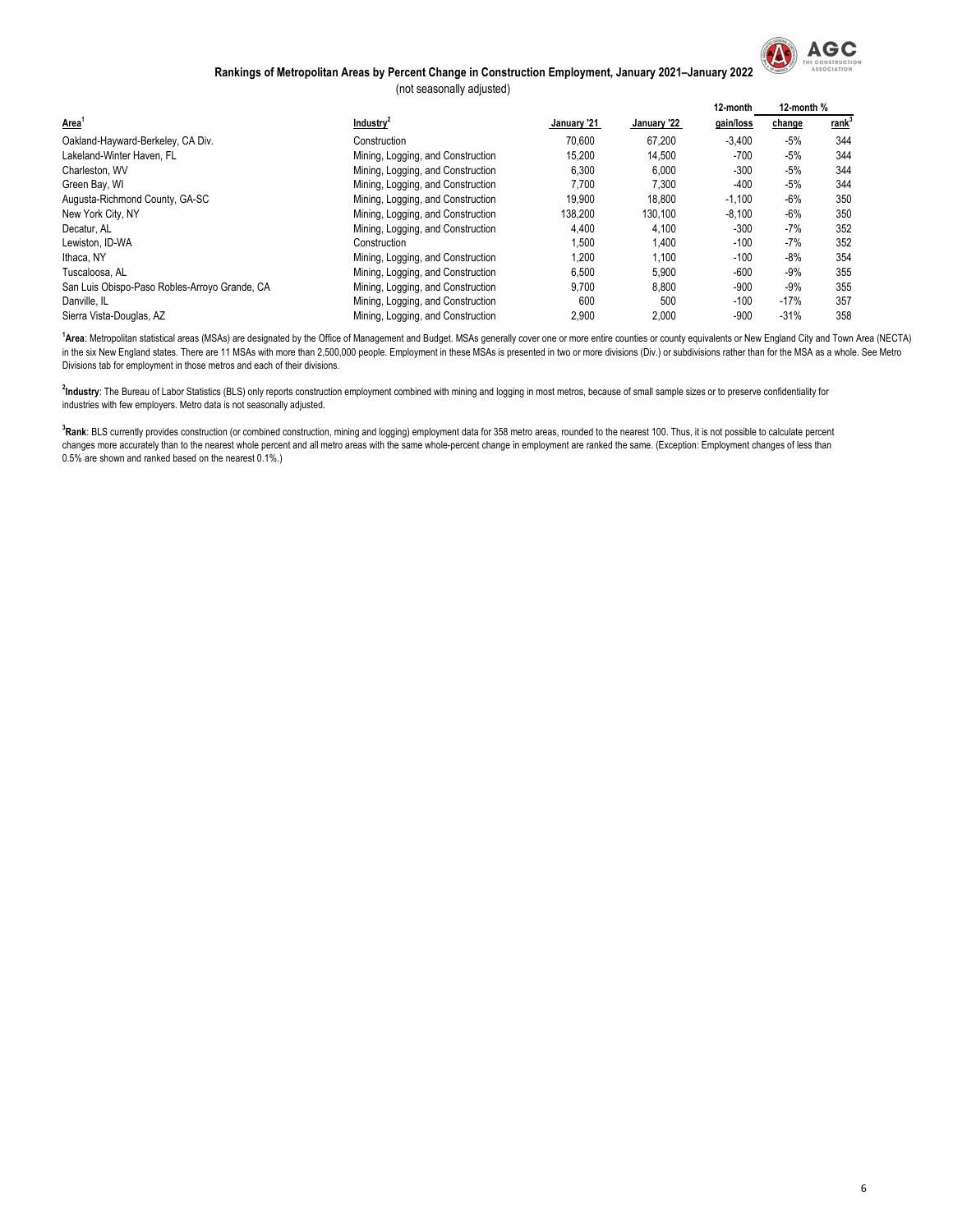**Rankings of Metropolitan Areas by Percent Change in Construction Employment, January 2021–January 2022**

(not seasonally adjusted)

| Area[1] | Industry[2] | January '21 | January '22 | 12-month gain/loss | 12-month % change | 12-month % rank[3] |
|---|---|---|---|---|---|---|
| Oakland-Hayward-Berkeley, CA Div. | Construction | 70,600 | 67,200 | -3,400 | -5% | 344 |
| Lakeland-Winter Haven, FL | Mining, Logging, and Construction | 15,200 | 14,500 | -700 | -5% | 344 |
| Charleston, WV | Mining, Logging, and Construction | 6,300 | 6,000 | -300 | -5% | 344 |
| Green Bay, WI | Mining, Logging, and Construction | 7,700 | 7,300 | -400 | -5% | 344 |
| Augusta-Richmond County, GA-SC | Mining, Logging, and Construction | 19,900 | 18,800 | -1,100 | -6% | 350 |
| New York City, NY | Mining, Logging, and Construction | 138,200 | 130,100 | -8,100 | -6% | 350 |
| Decatur, AL | Mining, Logging, and Construction | 4,400 | 4,100 | -300 | -7% | 352 |
| Lewiston, ID-WA | Construction | 1,500 | 1,400 | -100 | -7% | 352 |
| Ithaca, NY | Mining, Logging, and Construction | 1,200 | 1,100 | -100 | -8% | 354 |
| Tuscaloosa, AL | Mining, Logging, and Construction | 6,500 | 5,900 | -600 | -9% | 355 |
| San Luis Obispo-Paso Robles-Arroyo Grande, CA | Mining, Logging, and Construction | 9,700 | 8,800 | -900 | -9% | 355 |
| Danville, IL | Mining, Logging, and Construction | 600 | 500 | -100 | -17% | 357 |
| Sierra Vista-Douglas, AZ | Mining, Logging, and Construction | 2,900 | 2,000 | -900 | -31% | 358 |

[1]**Area**: Metropolitan statistical areas (MSAs) are designated by the Office of Management and Budget. MSAs generally cover one or more entire counties or county equivalents or New England City and Town Area (NECTA) in the six New England states. There are 11 MSAs with more than 2,500,000 people. Employment in these MSAs is presented in two or more divisions (Div.) or subdivisions rather than for the MSA as a whole. See Metro Divisions tab for employment in those metros and each of their divisions.

[2]**Industry**: The Bureau of Labor Statistics (BLS) only reports construction employment combined with mining and logging in most metros, because of small sample sizes or to preserve confidentiality for industries with few employers. Metro data is not seasonally adjusted.

[3]**Rank**: BLS currently provides construction (or combined construction, mining and logging) employment data for 358 metro areas, rounded to the nearest 100. Thus, it is not possible to calculate percent changes more accurately than to the nearest whole percent and all metro areas with the same whole-percent change in employment are ranked the same. (Exception: Employment changes of less than 0.5% are shown and ranked based on the nearest 0.1%.)